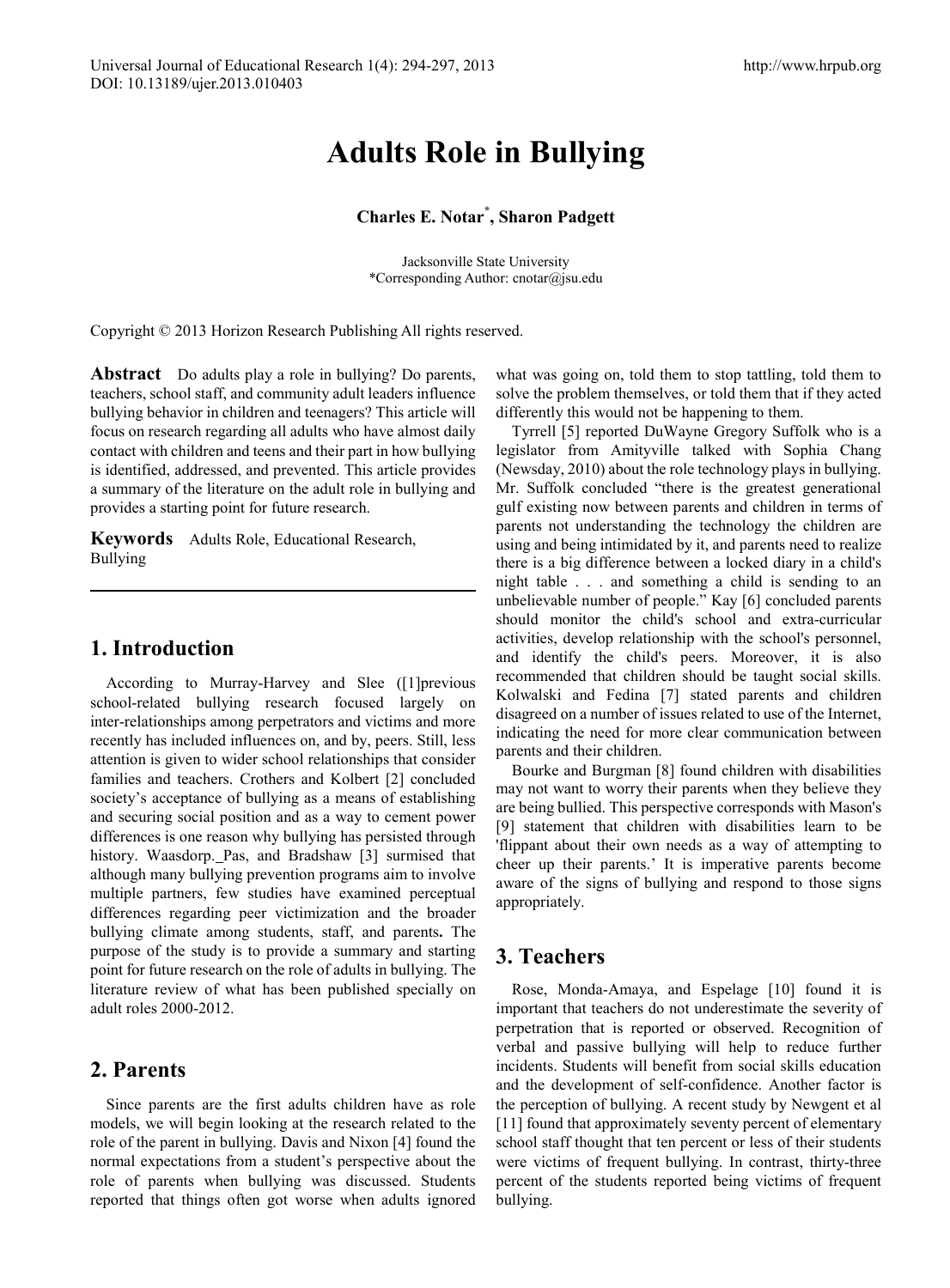# Adults Role in Bullying

**Charles E. Notar[*], Sharon Padgett**

Jacksonville State University
*Corresponding Author: cnotar@jsu.edu

Copyright © 2013 Horizon Research Publishing All rights reserved.

**Abstract** Do adults play a role in bullying? Do parents, teachers, school staff, and community adult leaders influence bullying behavior in children and teenagers? This article will focus on research regarding all adults who have almost daily contact with children and teens and their part in how bullying is identified, addressed, and prevented. This article provides a summary of the literature on the adult role in bullying and provides a starting point for future research.

**Keywords** Adults Role, Educational Research, Bullying

## 1. Introduction

According to Murray-Harvey and Slee ([1]previous school-related bullying research focused largely on inter-relationships among perpetrators and victims and more recently has included influences on, and by, peers. Still, less attention is given to wider school relationships that consider families and teachers. Crothers and Kolbert [2] concluded society's acceptance of bullying as a means of establishing and securing social position and as a way to cement power differences is one reason why bullying has persisted through history. Waasdorp._Pas, and Bradshaw [3] surmised that although many bullying prevention programs aim to involve multiple partners, few studies have examined perceptual differences regarding peer victimization and the broader bullying climate among students, staff, and parents**.** The purpose of the study is to provide a summary and starting point for future research on the role of adults in bullying. The literature review of what has been published specially on adult roles 2000-2012.

## 2. Parents

Since parents are the first adults children have as role models, we will begin looking at the research related to the role of the parent in bullying. Davis and Nixon [4] found the normal expectations from a student's perspective about the role of parents when bullying was discussed. Students reported that things often got worse when adults ignored what was going on, told them to stop tattling, told them to solve the problem themselves, or told them that if they acted differently this would not be happening to them.

Tyrrell [5] reported DuWayne Gregory Suffolk who is a legislator from Amityville talked with Sophia Chang (Newsday, 2010) about the role technology plays in bullying. Mr. Suffolk concluded "there is the greatest generational gulf existing now between parents and children in terms of parents not understanding the technology the children are using and being intimidated by it, and parents need to realize there is a big difference between a locked diary in a child's night table . . . and something a child is sending to an unbelievable number of people." Kay [6] concluded parents should monitor the child's school and extra-curricular activities, develop relationship with the school's personnel, and identify the child's peers. Moreover, it is also recommended that children should be taught social skills. Kolwalski and Fedina [7] stated parents and children disagreed on a number of issues related to use of the Internet, indicating the need for more clear communication between parents and their children.

Bourke and Burgman [8] found children with disabilities may not want to worry their parents when they believe they are being bullied. This perspective corresponds with Mason's [9] statement that children with disabilities learn to be 'flippant about their own needs as a way of attempting to cheer up their parents.' It is imperative parents become aware of the signs of bullying and respond to those signs appropriately.

## 3. Teachers

Rose, Monda-Amaya, and Espelage [10] found it is important that teachers do not underestimate the severity of perpetration that is reported or observed. Recognition of verbal and passive bullying will help to reduce further incidents. Students will benefit from social skills education and the development of self-confidence. Another factor is the perception of bullying. A recent study by Newgent et al [11] found that approximately seventy percent of elementary school staff thought that ten percent or less of their students were victims of frequent bullying. In contrast, thirty-three percent of the students reported being victims of frequent bullying.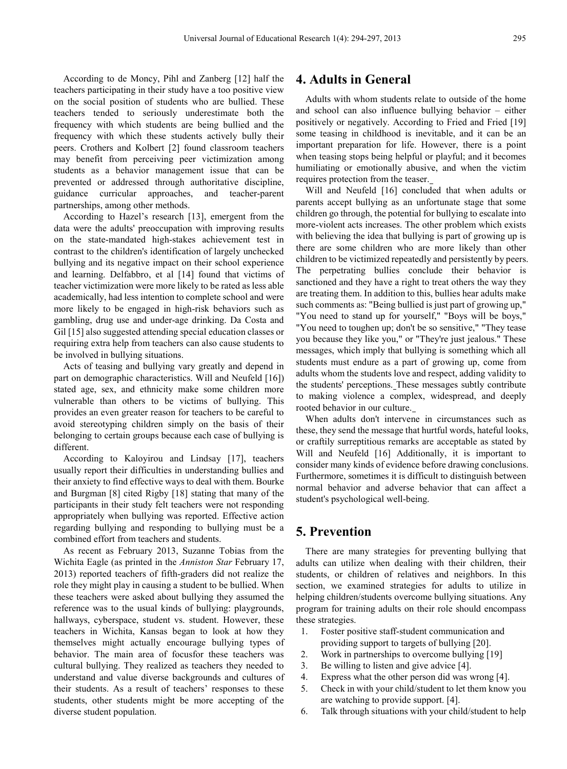According to de Moncy, Pihl and Zanberg [12] half the teachers participating in their study have a too positive view on the social position of students who are bullied. These teachers tended to seriously underestimate both the frequency with which students are being bullied and the frequency with which these students actively bully their peers. Crothers and Kolbert [2] found classroom teachers may benefit from perceiving peer victimization among students as a behavior management issue that can be prevented or addressed through authoritative discipline, guidance curricular approaches, and teacher-parent partnerships, among other methods.

According to Hazel's research [13], emergent from the data were the adults' preoccupation with improving results on the state-mandated high-stakes achievement test in contrast to the children's identification of largely unchecked bullying and its negative impact on their school experience and learning. Delfabbro, et al [14] found that victims of teacher victimization were more likely to be rated as less able academically, had less intention to complete school and were more likely to be engaged in high-risk behaviors such as gambling, drug use and under-age drinking. Da Costa and Gil [15] also suggested attending special education classes or requiring extra help from teachers can also cause students to be involved in bullying situations.

Acts of teasing and bullying vary greatly and depend in part on demographic characteristics. Will and Neufeld [16]) stated age, sex, and ethnicity make some children more vulnerable than others to be victims of bullying. This provides an even greater reason for teachers to be careful to avoid stereotyping children simply on the basis of their belonging to certain groups because each case of bullying is different.

According to Kaloyirou and Lindsay [17], teachers usually report their difficulties in understanding bullies and their anxiety to find effective ways to deal with them. Bourke and Burgman [8] cited Rigby [18] stating that many of the participants in their study felt teachers were not responding appropriately when bullying was reported. Effective action regarding bullying and responding to bullying must be a combined effort from teachers and students.

As recent as February 2013, Suzanne Tobias from the Wichita Eagle (as printed in the *Anniston Star* February 17, 2013) reported teachers of fifth-graders did not realize the role they might play in causing a student to be bullied. When these teachers were asked about bullying they assumed the reference was to the usual kinds of bullying: playgrounds, hallways, cyberspace, student vs. student. However, these teachers in Wichita, Kansas began to look at how they themselves might actually encourage bullying types of behavior. The main area of focusfor these teachers was cultural bullying. They realized as teachers they needed to understand and value diverse backgrounds and cultures of their students. As a result of teachers' responses to these students, other students might be more accepting of the diverse student population.

# 4. Adults in General

Adults with whom students relate to outside of the home and school can also influence bullying behavior – either positively or negatively. According to Fried and Fried [19] some teasing in childhood is inevitable, and it can be an important preparation for life. However, there is a point when teasing stops being helpful or playful; and it becomes humiliating or emotionally abusive, and when the victim requires protection from the teaser.

Will and Neufeld [16] concluded that when adults or parents accept bullying as an unfortunate stage that some children go through, the potential for bullying to escalate into more-violent acts increases. The other problem which exists with believing the idea that bullying is part of growing up is there are some children who are more likely than other children to be victimized repeatedly and persistently by peers. The perpetrating bullies conclude their behavior is sanctioned and they have a right to treat others the way they are treating them. In addition to this, bullies hear adults make such comments as: "Being bullied is just part of growing up," "You need to stand up for yourself," "Boys will be boys," "You need to toughen up; don't be so sensitive," "They tease you because they like you," or "They're just jealous." These messages, which imply that bullying is something which all students must endure as a part of growing up, come from adults whom the students love and respect, adding validity to the students' perceptions. These messages subtly contribute to making violence a complex, widespread, and deeply rooted behavior in our culture.

When adults don't intervene in circumstances such as these, they send the message that hurtful words, hateful looks, or craftily surreptitious remarks are acceptable as stated by Will and Neufeld [16] Additionally, it is important to consider many kinds of evidence before drawing conclusions. Furthermore, sometimes it is difficult to distinguish between normal behavior and adverse behavior that can affect a student's psychological well-being.

# 5. Prevention

There are many strategies for preventing bullying that adults can utilize when dealing with their children, their students, or children of relatives and neighbors. In this section, we examined strategies for adults to utilize in helping children/students overcome bullying situations. Any program for training adults on their role should encompass these strategies.

1. Foster positive staff-student communication and providing support to targets of bullying [20].
2. Work in partnerships to overcome bullying [19]
3. Be willing to listen and give advice [4].
4. Express what the other person did was wrong [4].
5. Check in with your child/student to let them know you are watching to provide support. [4].
6. Talk through situations with your child/student to help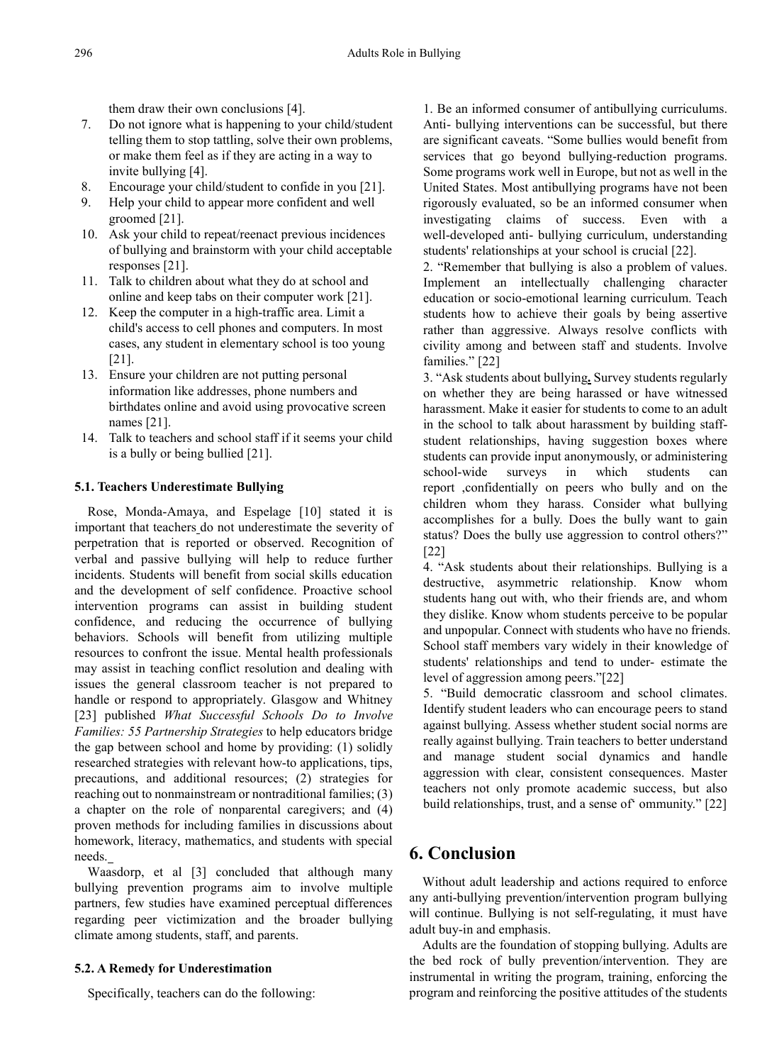them draw their own conclusions [4].

7. Do not ignore what is happening to your child/student telling them to stop tattling, solve their own problems, or make them feel as if they are acting in a way to invite bullying [4].
8. Encourage your child/student to confide in you [21].
9. Help your child to appear more confident and well groomed [21].
10. Ask your child to repeat/reenact previous incidences of bullying and brainstorm with your child acceptable responses [21].
11. Talk to children about what they do at school and online and keep tabs on their computer work [21].
12. Keep the computer in a high-traffic area. Limit a child's access to cell phones and computers. In most cases, any student in elementary school is too young [21].
13. Ensure your children are not putting personal information like addresses, phone numbers and birthdates online and avoid using provocative screen names [21].
14. Talk to teachers and school staff if it seems your child is a bully or being bullied [21].

### 5.1. Teachers Underestimate Bullying

Rose, Monda-Amaya, and Espelage [10] stated it is important that teachers do not underestimate the severity of perpetration that is reported or observed. Recognition of verbal and passive bullying will help to reduce further incidents. Students will benefit from social skills education and the development of self confidence. Proactive school intervention programs can assist in building student confidence, and reducing the occurrence of bullying behaviors. Schools will benefit from utilizing multiple resources to confront the issue. Mental health professionals may assist in teaching conflict resolution and dealing with issues the general classroom teacher is not prepared to handle or respond to appropriately. Glasgow and Whitney [23] published *What Successful Schools Do to Involve Families: 55 Partnership Strategies* to help educators bridge the gap between school and home by providing: (1) solidly researched strategies with relevant how-to applications, tips, precautions, and additional resources; (2) strategies for reaching out to nonmainstream or nontraditional families; (3) a chapter on the role of nonparental caregivers; and (4) proven methods for including families in discussions about homework, literacy, mathematics, and students with special needs.

Waasdorp, et al [3] concluded that although many bullying prevention programs aim to involve multiple partners, few studies have examined perceptual differences regarding peer victimization and the broader bullying climate among students, staff, and parents.

### 5.2. A Remedy for Underestimation

Specifically, teachers can do the following:

1. Be an informed consumer of antibullying curriculums. Anti- bullying interventions can be successful, but there are significant caveats. "Some bullies would benefit from services that go beyond bullying-reduction programs. Some programs work well in Europe, but not as well in the United States. Most antibullying programs have not been rigorously evaluated, so be an informed consumer when investigating claims of success. Even with a well-developed anti- bullying curriculum, understanding students' relationships at your school is crucial [22].

2. "Remember that bullying is also a problem of values. Implement an intellectually challenging character education or socio-emotional learning curriculum. Teach students how to achieve their goals by being assertive rather than aggressive. Always resolve conflicts with civility among and between staff and students. Involve families." [22]

3. "Ask students about bullying**.** Survey students regularly on whether they are being harassed or have witnessed harassment. Make it easier for students to come to an adult in the school to talk about harassment by building staff-student relationships, having suggestion boxes where students can provide input anonymously, or administering school-wide surveys in which students can report ,confidentially on peers who bully and on the children whom they harass. Consider what bullying accomplishes for a bully. Does the bully want to gain status? Does the bully use aggression to control others?" [22]

4. "Ask students about their relationships. Bullying is a destructive, asymmetric relationship. Know whom students hang out with, who their friends are, and whom they dislike. Know whom students perceive to be popular and unpopular. Connect with students who have no friends. School staff members vary widely in their knowledge of students' relationships and tend to under- estimate the level of aggression among peers."[22]

5. "Build democratic classroom and school climates. Identify student leaders who can encourage peers to stand against bullying. Assess whether student social norms are really against bullying. Train teachers to better understand and manage student social dynamics and handle aggression with clear, consistent consequences. Master teachers not only promote academic success, but also build relationships, trust, and a sense of' ommunity." [22]

## 6. Conclusion

Without adult leadership and actions required to enforce any anti-bullying prevention/intervention program bullying will continue. Bullying is not self-regulating, it must have adult buy-in and emphasis.

Adults are the foundation of stopping bullying. Adults are the bed rock of bully prevention/intervention. They are instrumental in writing the program, training, enforcing the program and reinforcing the positive attitudes of the students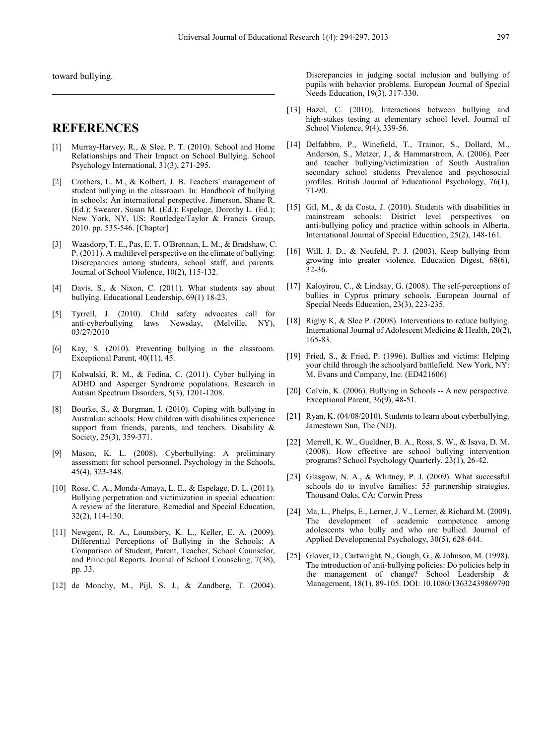toward bullying.

## REFERENCES

[1] Murray-Harvey, R., & Slee, P. T. (2010). School and Home Relationships and Their Impact on School Bullying. School Psychology International, 31(3), 271-295.

[2] Crothers, L. M., & Kolbert, J. B. Teachers' management of student bullying in the classroom. In: Handbook of bullying in schools: An international perspective. Jimerson, Shane R. (Ed.); Swearer, Susan M. (Ed.); Espelage, Dorothy L. (Ed.); New York, NY, US: Routledge/Taylor & Francis Group, 2010. pp. 535-546. [Chapter]

[3] Waasdorp, T. E., Pas, E. T. O'Brennan, L. M., & Bradshaw, C. P. (2011). A multilevel perspective on the climate of bullying: Discrepancies among students, school staff, and parents. Journal of School Violence, 10(2), 115-132.

[4] Davis, S., & Nixon, C. (2011). What students say about bullying. Educational Leadership, 69(1) 18-23.

[5] Tyrrell, J. (2010). Child safety advocates call for anti-cyberbullying laws Newsday, (Melville, NY), 03/27/2010

[6] Kay, S. (2010). Preventing bullying in the classroom. Exceptional Parent, 40(11), 45.

[7] Kolwalski, R. M., & Fedina, C. (2011). Cyber bullying in ADHD and Asperger Syndrome populations. Research in Autism Spectrum Disorders, 5(3), 1201-1208.

[8] Bourke, S., & Burgman, I. (2010). Coping with bullying in Australian schools: How children with disabilities experience support from friends, parents, and teachers. Disability & Society, 25(3), 359-371.

[9] Mason, K. L. (2008). Cyberbullying: A preliminary assessment for school personnel. Psychology in the Schools, 45(4), 323-348.

[10] Rose, C. A., Monda-Amaya, L. E., & Espelage, D. L. (2011). Bullying perpetration and victimization in special education: A review of the literature. Remedial and Special Education, 32(2), 114-130.

[11] Newgent, R. A., Lounsbery, K. L., Keller, E. A. (2009). Differential Perceptions of Bullying in the Schools: A Comparison of Student, Parent, Teacher, School Counselor, and Principal Reports. Journal of School Counseling, 7(38), pp. 33.

[12] de Monchy, M., Pijl, S. J., & Zandberg, T. (2004). Discrepancies in judging social inclusion and bullying of pupils with behavior problems. European Journal of Special Needs Education, 19(3), 317-330.

[13] Hazel, C. (2010). Interactions between bullying and high-stakes testing at elementary school level. Journal of School Violence, 9(4), 339-56.

[14] Delfabbro, P., Winefield, T., Trainor, S., Dollard, M., Anderson, S., Metzer, J., & Hammarstrom, A. (2006). Peer and teacher bullying/victimization of South Australian secondary school students Prevalence and psychosocial profiles. British Journal of Educational Psychology, 76(1), 71-90.

[15] Gil, M., & da Costa, J. (2010). Students with disabilities in mainstream schools: District level perspectives on anti-bullying policy and practice within schools in Alberta. International Journal of Special Education, 25(2), 148-161.

[16] Will, J. D., & Neufeld, P. J. (2003). Keep bullying from growing into greater violence. Education Digest, 68(6), 32-36.

[17] Kaloyirou, C., & Lindsay, G. (2008). The self-perceptions of bullies in Cyprus primary schools. European Journal of Special Needs Education, 23(3), 223-235.

[18] Rigby K, & Slee P. (2008). Interventions to reduce bullying. International Journal of Adolescent Medicine & Health, 20(2), 165-83.

[19] Fried, S., & Fried, P. (1996). Bullies and victims: Helping your child through the schoolyard battlefield. New York, NY: M. Evans and Company, Inc. (ED421606)

[20] Colvin, K. (2006). Bullying in Schools -- A new perspective. Exceptional Parent, 36(9), 48-51.

[21] Ryan, K. (04/08/2010). Students to learn about cyberbullying. Jamestown Sun, The (ND).

[22] Merrell, K. W., Gueldner, B. A., Ross, S. W., & Isava, D. M. (2008). How effective are school bullying intervention programs? School Psychology Quarterly, 23(1), 26-42.

[23] Glasgow, N. A., & Whitney, P. J. (2009). What successful schools do to involve families: 55 partnership strategies. Thousand Oaks, CA: Corwin Press

[24] Ma, L., Phelps, E., Lerner, J. V., Lerner, & Richard M. (2009). The development of academic competence among adolescents who bully and who are bullied. Journal of Applied Developmental Psychology, 30(5), 628-644.

[25] Glover, D., Cartwright, N., Gough, G., & Johnson, M. (1998). The introduction of anti-bullying policies: Do policies help in the management of change? School Leadership & Management, 18(1), 89-105. DOI: 10.1080/13632439869790